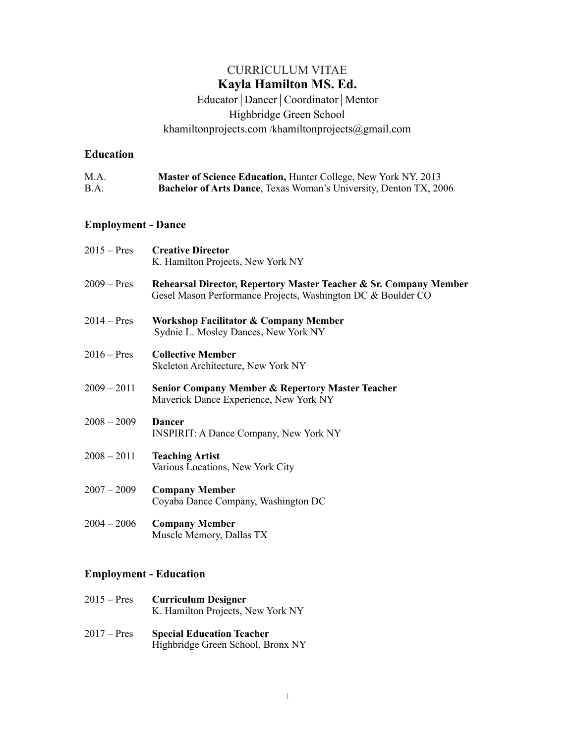CURRICULUM VITAE

# Kayla Hamilton MS. Ed.

Educator│Dancer│Coordinator│Mentor

Highbridge Green School

khamiltonprojects.com /khamiltonprojects@gmail.com

## Education

M.A. **Master of Science Education,** Hunter College, New York NY, 2013

B.A. **Bachelor of Arts Dance**, Texas Woman's University, Denton TX, 2006

## Employment - Dance

2015 – Pres **Creative Director**
K. Hamilton Projects, New York NY

2009 – Pres **Rehearsal Director, Repertory Master Teacher & Sr. Company Member**
Gesel Mason Performance Projects, Washington DC & Boulder CO

2014 – Pres **Workshop Facilitator & Company Member**
Sydnie L. Mosley Dances, New York NY

2016 – Pres **Collective Member**
Skeleton Architecture, New York NY

2009 – 2011 **Senior Company Member & Repertory Master Teacher**
Maverick Dance Experience, New York NY

2008 – 2009 **Dancer**
INSPIRIT: A Dance Company, New York NY

2008 – 2011 **Teaching Artist**
Various Locations, New York City

2007 – 2009 **Company Member**
Coyaba Dance Company, Washington DC

2004 – 2006 **Company Member**
Muscle Memory, Dallas TX

## Employment - Education

2015 – Pres **Curriculum Designer**
K. Hamilton Projects, New York NY

2017 – Pres **Special Education Teacher**
Highbridge Green School, Bronx NY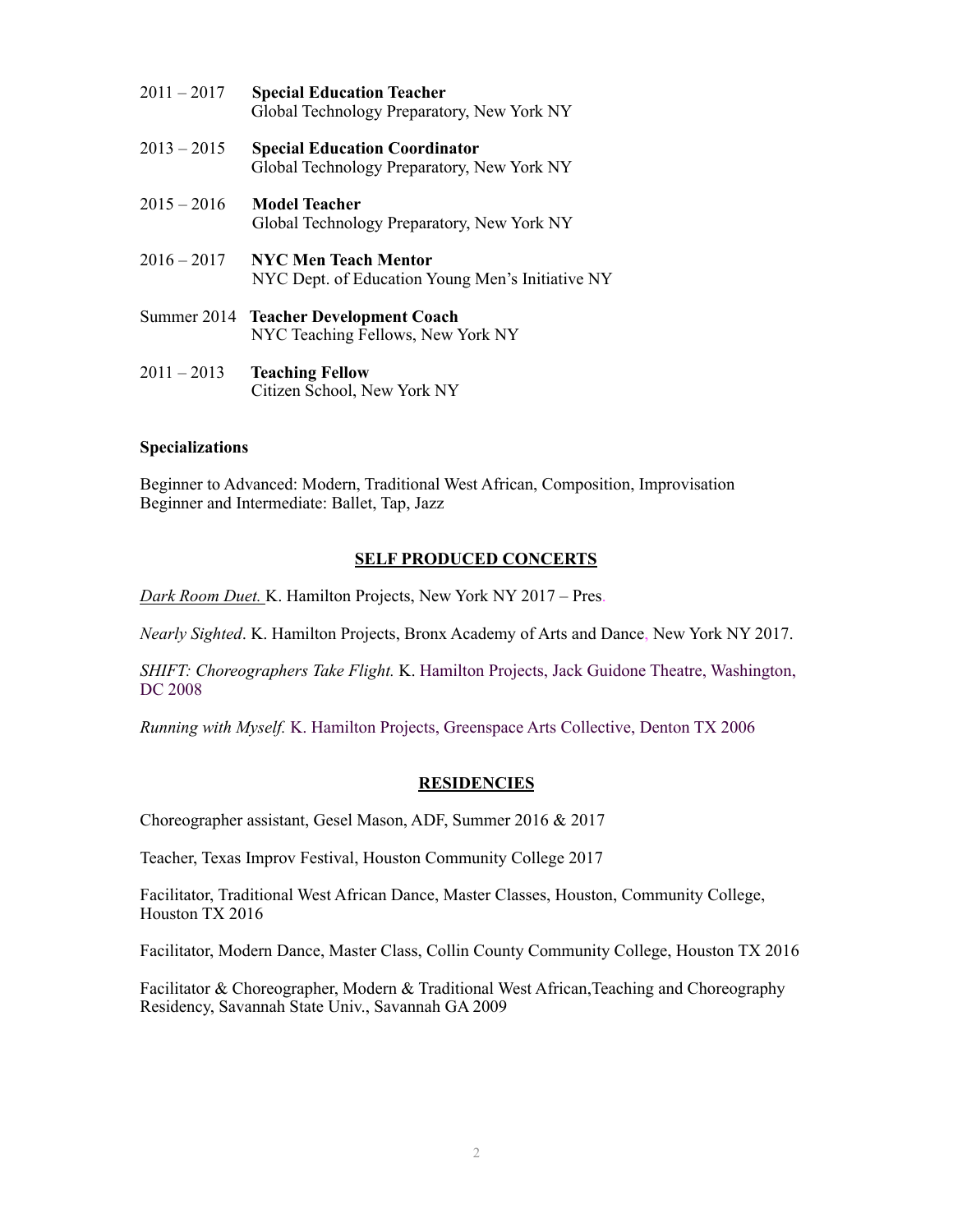2011 – 2017 **Special Education Teacher**
Global Technology Preparatory, New York NY

2013 – 2015 **Special Education Coordinator**
Global Technology Preparatory, New York NY

2015 – 2016 **Model Teacher**
Global Technology Preparatory, New York NY

2016 – 2017 **NYC Men Teach Mentor**
NYC Dept. of Education Young Men's Initiative NY

Summer 2014 **Teacher Development Coach**
NYC Teaching Fellows, New York NY

2011 – 2013 **Teaching Fellow**
Citizen School, New York NY

**Specializations**

Beginner to Advanced: Modern, Traditional West African, Composition, Improvisation
Beginner and Intermediate: Ballet, Tap, Jazz

## SELF PRODUCED CONCERTS

*Dark Room Duet.* K. Hamilton Projects, New York NY 2017 – Pres.

*Nearly Sighted*. K. Hamilton Projects, Bronx Academy of Arts and Dance, New York NY 2017.

*SHIFT: Choreographers Take Flight.* K. Hamilton Projects, Jack Guidone Theatre, Washington, DC 2008

*Running with Myself.* K. Hamilton Projects, Greenspace Arts Collective, Denton TX 2006

## RESIDENCIES

Choreographer assistant, Gesel Mason, ADF, Summer 2016 & 2017

Teacher, Texas Improv Festival, Houston Community College 2017

Facilitator, Traditional West African Dance, Master Classes, Houston, Community College, Houston TX 2016

Facilitator, Modern Dance, Master Class, Collin County Community College, Houston TX 2016

Facilitator & Choreographer, Modern & Traditional West African,Teaching and Choreography Residency, Savannah State Univ., Savannah GA 2009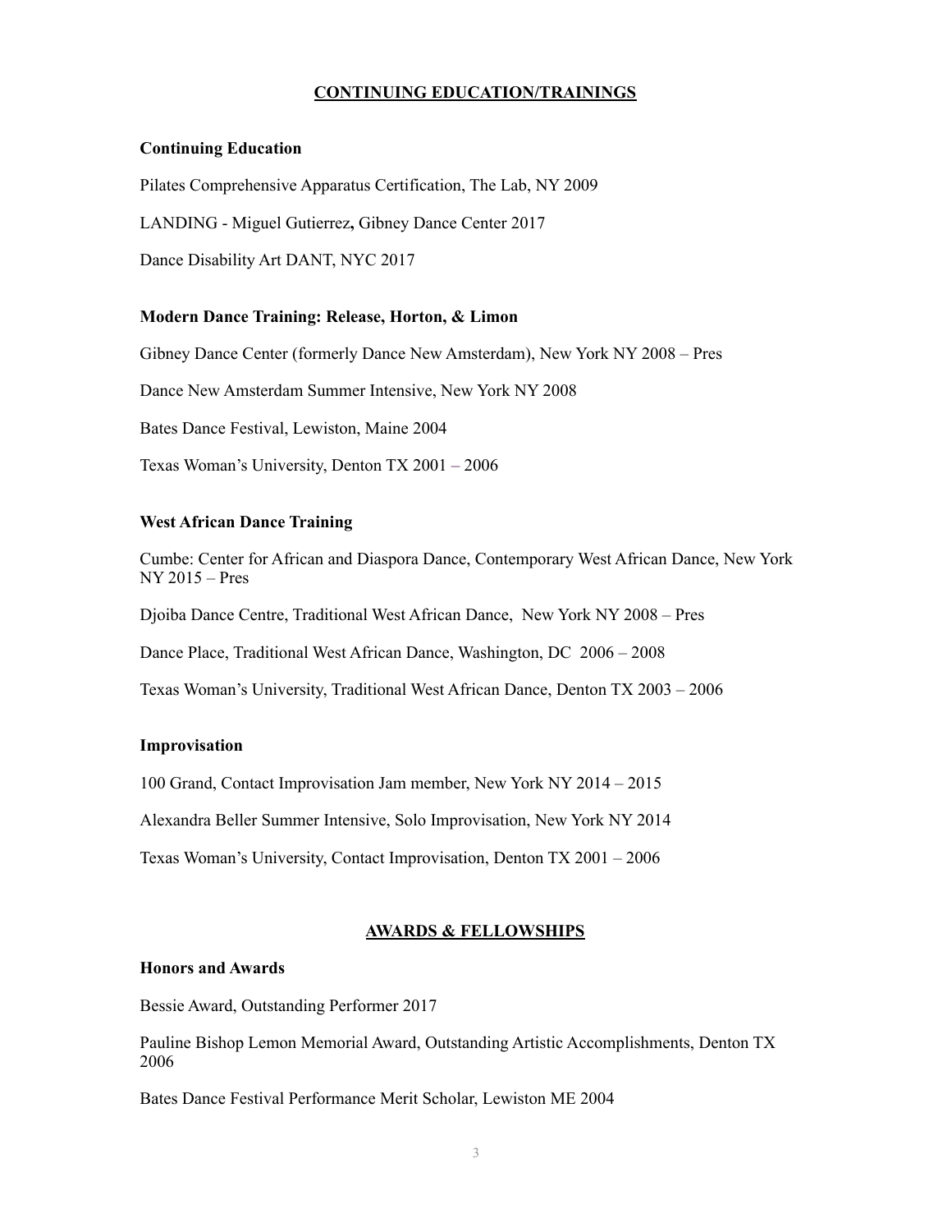## CONTINUING EDUCATION/TRAININGS

### Continuing Education

Pilates Comprehensive Apparatus Certification, The Lab, NY 2009

LANDING - Miguel Gutierrez**,** Gibney Dance Center 2017

Dance Disability Art DANT, NYC 2017

### Modern Dance Training: Release, Horton, & Limon

Gibney Dance Center (formerly Dance New Amsterdam), New York NY 2008 – Pres

Dance New Amsterdam Summer Intensive, New York NY 2008

Bates Dance Festival, Lewiston, Maine 2004

Texas Woman's University, Denton TX 2001 – 2006

### West African Dance Training

Cumbe: Center for African and Diaspora Dance, Contemporary West African Dance, New York NY 2015 – Pres

Djoiba Dance Centre, Traditional West African Dance, New York NY 2008 – Pres

Dance Place, Traditional West African Dance, Washington, DC 2006 – 2008

Texas Woman's University, Traditional West African Dance, Denton TX 2003 – 2006

### Improvisation

100 Grand, Contact Improvisation Jam member, New York NY 2014 – 2015

Alexandra Beller Summer Intensive, Solo Improvisation, New York NY 2014

Texas Woman's University, Contact Improvisation, Denton TX 2001 – 2006

## AWARDS & FELLOWSHIPS

### Honors and Awards

Bessie Award, Outstanding Performer 2017

Pauline Bishop Lemon Memorial Award, Outstanding Artistic Accomplishments, Denton TX 2006

Bates Dance Festival Performance Merit Scholar, Lewiston ME 2004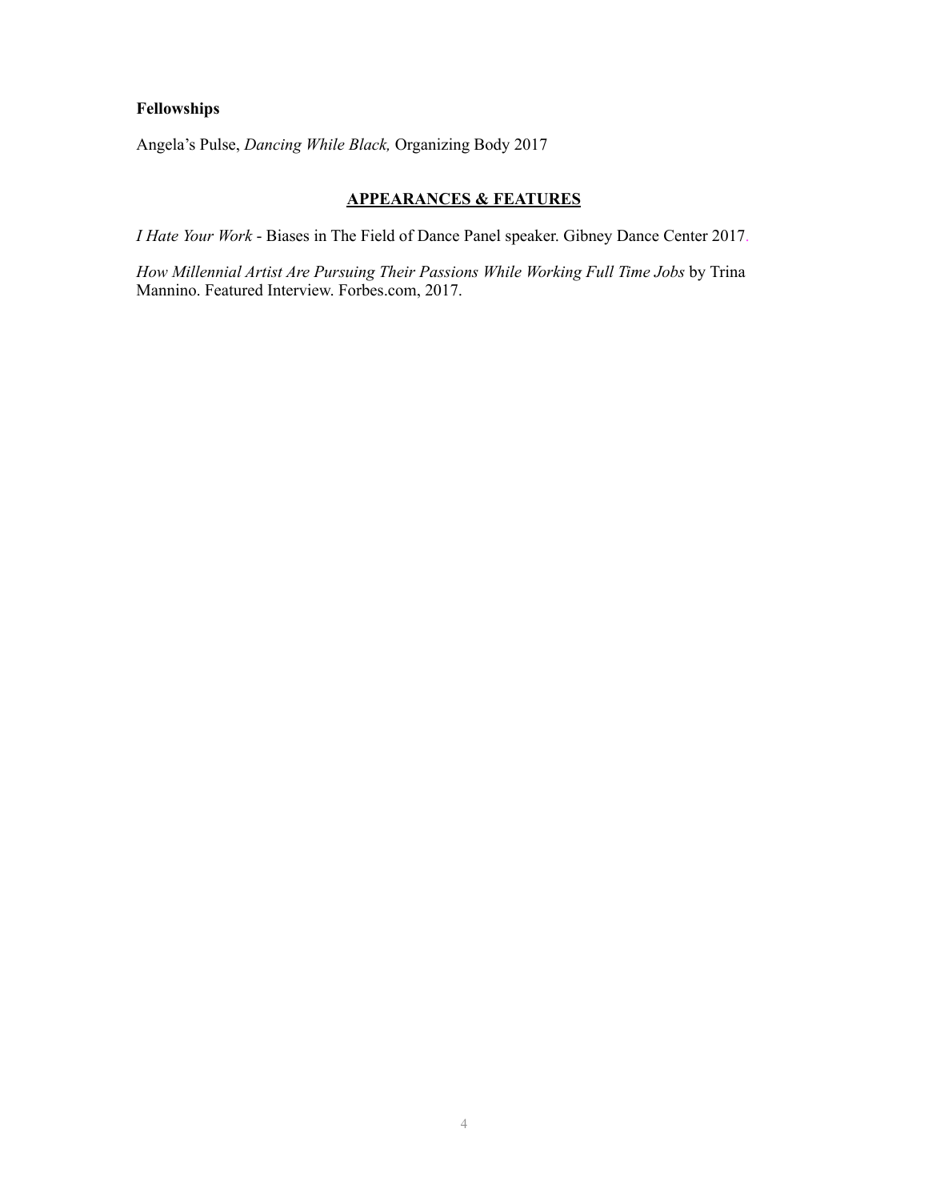**Fellowships**

Angela's Pulse, *Dancing While Black,* Organizing Body 2017

## APPEARANCES & FEATURES

*I Hate Your Work* - Biases in The Field of Dance Panel speaker. Gibney Dance Center 2017.

*How Millennial Artist Are Pursuing Their Passions While Working Full Time Jobs* by Trina Mannino. Featured Interview. Forbes.com, 2017.